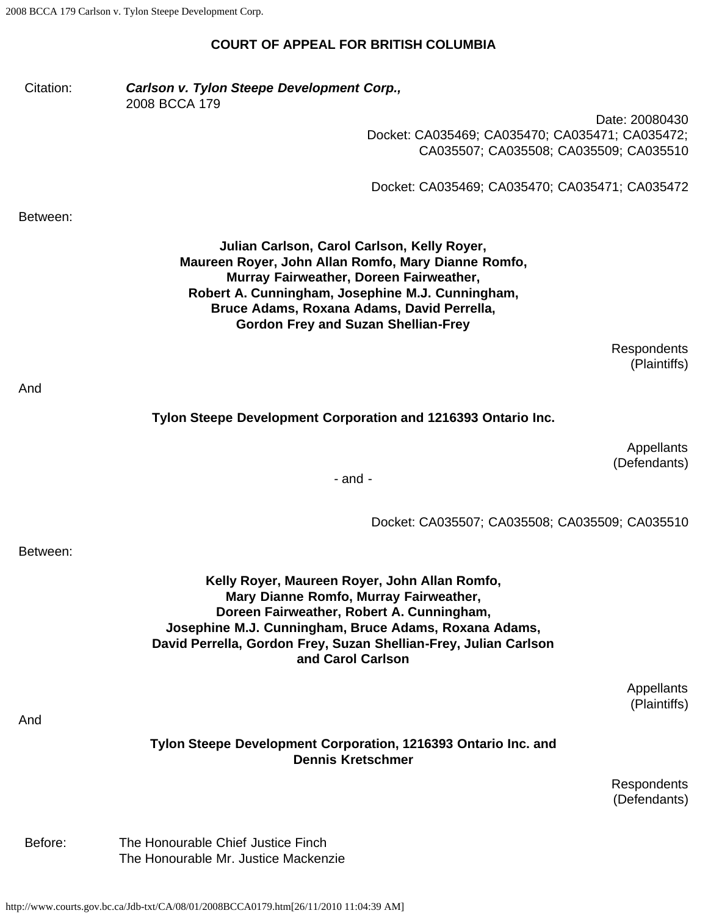## COURT OF APPEAL FOR BRITISH COLUMBIA

Citation: ***Carlson v. Tylon Steepe Development Corp.,*** 2008 BCCA 179

Date: 20080430
Docket: CA035469; CA035470; CA035471; CA035472; CA035507; CA035508; CA035509; CA035510

Docket: CA035469; CA035470; CA035471; CA035472

Between:

**Julian Carlson, Carol Carlson, Kelly Royer, Maureen Royer, John Allan Romfo, Mary Dianne Romfo, Murray Fairweather, Doreen Fairweather, Robert A. Cunningham, Josephine M.J. Cunningham, Bruce Adams, Roxana Adams, David Perrella, Gordon Frey and Suzan Shellian-Frey**

Respondents
(Plaintiffs)

And

**Tylon Steepe Development Corporation and 1216393 Ontario Inc.**

Appellants
(Defendants)

\- and -

Docket: CA035507; CA035508; CA035509; CA035510

Between:

**Kelly Royer, Maureen Royer, John Allan Romfo, Mary Dianne Romfo, Murray Fairweather, Doreen Fairweather, Robert A. Cunningham, Josephine M.J. Cunningham, Bruce Adams, Roxana Adams, David Perrella, Gordon Frey, Suzan Shellian-Frey, Julian Carlson and Carol Carlson**

Appellants
(Plaintiffs)

And

**Tylon Steepe Development Corporation, 1216393 Ontario Inc. and Dennis Kretschmer**

Respondents
(Defendants)

Before: The Honourable Chief Justice Finch
The Honourable Mr. Justice Mackenzie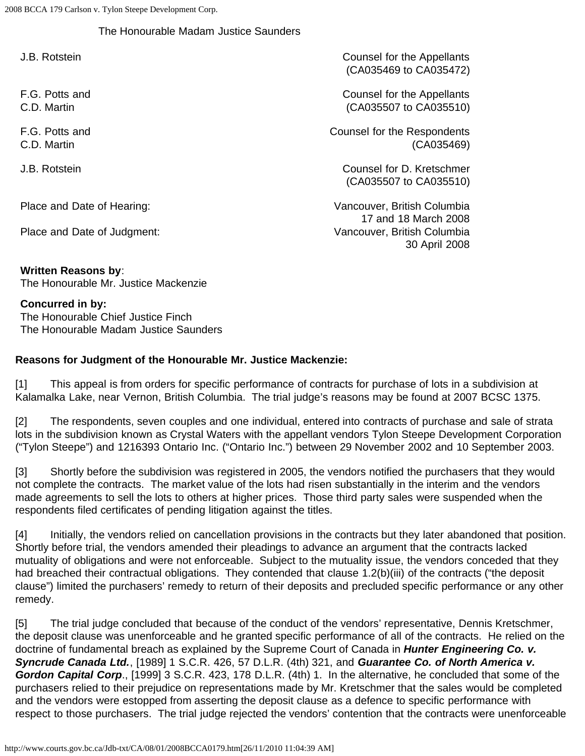The Honourable Madam Justice Saunders

| | |
|---|---|
| J.B. Rotstein | Counsel for the Appellants (CA035469 to CA035472) |
| F.G. Potts and C.D. Martin | Counsel for the Appellants (CA035507 to CA035510) |
| F.G. Potts and C.D. Martin | Counsel for the Respondents (CA035469) |
| J.B. Rotstein | Counsel for D. Kretschmer (CA035507 to CA035510) |
| Place and Date of Hearing: | Vancouver, British Columbia 17 and 18 March 2008 |
| Place and Date of Judgment: | Vancouver, British Columbia 30 April 2008 |

**Written Reasons by**:
The Honourable Mr. Justice Mackenzie

**Concurred in by:**
The Honourable Chief Justice Finch
The Honourable Madam Justice Saunders

**Reasons for Judgment of the Honourable Mr. Justice Mackenzie:**

[1] This appeal is from orders for specific performance of contracts for purchase of lots in a subdivision at Kalamalka Lake, near Vernon, British Columbia. The trial judge's reasons may be found at 2007 BCSC 1375.

[2] The respondents, seven couples and one individual, entered into contracts of purchase and sale of strata lots in the subdivision known as Crystal Waters with the appellant vendors Tylon Steepe Development Corporation ("Tylon Steepe") and 1216393 Ontario Inc. ("Ontario Inc.") between 29 November 2002 and 10 September 2003.

[3] Shortly before the subdivision was registered in 2005, the vendors notified the purchasers that they would not complete the contracts. The market value of the lots had risen substantially in the interim and the vendors made agreements to sell the lots to others at higher prices. Those third party sales were suspended when the respondents filed certificates of pending litigation against the titles.

[4] Initially, the vendors relied on cancellation provisions in the contracts but they later abandoned that position. Shortly before trial, the vendors amended their pleadings to advance an argument that the contracts lacked mutuality of obligations and were not enforceable. Subject to the mutuality issue, the vendors conceded that they had breached their contractual obligations. They contended that clause 1.2(b)(iii) of the contracts ("the deposit clause") limited the purchasers' remedy to return of their deposits and precluded specific performance or any other remedy.

[5] The trial judge concluded that because of the conduct of the vendors' representative, Dennis Kretschmer, the deposit clause was unenforceable and he granted specific performance of all of the contracts. He relied on the doctrine of fundamental breach as explained by the Supreme Court of Canada in ***Hunter Engineering Co. v. Syncrude Canada Ltd.***, [1989] 1 S.C.R. 426, 57 D.L.R. (4th) 321, and ***Guarantee Co. of North America v. Gordon Capital Corp***., [1999] 3 S.C.R. 423, 178 D.L.R. (4th) 1. In the alternative, he concluded that some of the purchasers relied to their prejudice on representations made by Mr. Kretschmer that the sales would be completed and the vendors were estopped from asserting the deposit clause as a defence to specific performance with respect to those purchasers. The trial judge rejected the vendors' contention that the contracts were unenforceable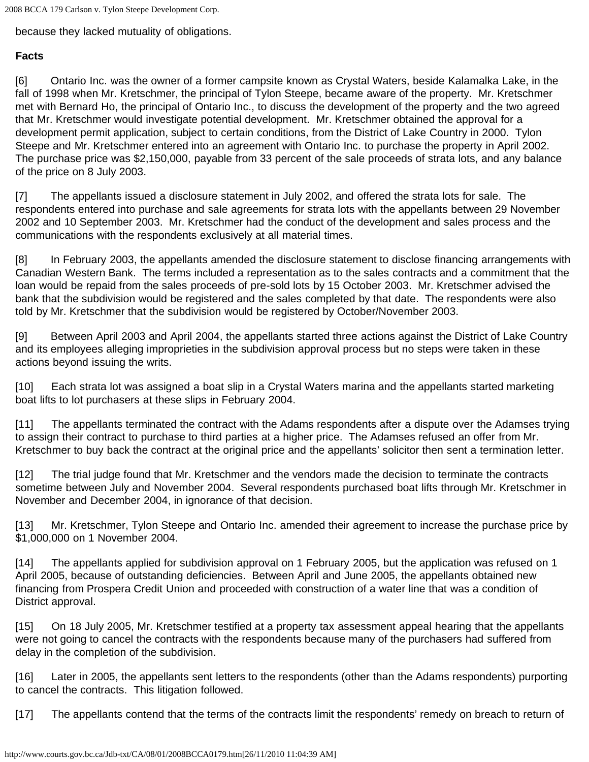because they lacked mutuality of obligations.

**Facts**

[6] Ontario Inc. was the owner of a former campsite known as Crystal Waters, beside Kalamalka Lake, in the fall of 1998 when Mr. Kretschmer, the principal of Tylon Steepe, became aware of the property. Mr. Kretschmer met with Bernard Ho, the principal of Ontario Inc., to discuss the development of the property and the two agreed that Mr. Kretschmer would investigate potential development. Mr. Kretschmer obtained the approval for a development permit application, subject to certain conditions, from the District of Lake Country in 2000. Tylon Steepe and Mr. Kretschmer entered into an agreement with Ontario Inc. to purchase the property in April 2002. The purchase price was $2,150,000, payable from 33 percent of the sale proceeds of strata lots, and any balance of the price on 8 July 2003.

[7] The appellants issued a disclosure statement in July 2002, and offered the strata lots for sale. The respondents entered into purchase and sale agreements for strata lots with the appellants between 29 November 2002 and 10 September 2003. Mr. Kretschmer had the conduct of the development and sales process and the communications with the respondents exclusively at all material times.

[8] In February 2003, the appellants amended the disclosure statement to disclose financing arrangements with Canadian Western Bank. The terms included a representation as to the sales contracts and a commitment that the loan would be repaid from the sales proceeds of pre-sold lots by 15 October 2003. Mr. Kretschmer advised the bank that the subdivision would be registered and the sales completed by that date. The respondents were also told by Mr. Kretschmer that the subdivision would be registered by October/November 2003.

[9] Between April 2003 and April 2004, the appellants started three actions against the District of Lake Country and its employees alleging improprieties in the subdivision approval process but no steps were taken in these actions beyond issuing the writs.

[10] Each strata lot was assigned a boat slip in a Crystal Waters marina and the appellants started marketing boat lifts to lot purchasers at these slips in February 2004.

[11] The appellants terminated the contract with the Adams respondents after a dispute over the Adamses trying to assign their contract to purchase to third parties at a higher price. The Adamses refused an offer from Mr. Kretschmer to buy back the contract at the original price and the appellants' solicitor then sent a termination letter.

[12] The trial judge found that Mr. Kretschmer and the vendors made the decision to terminate the contracts sometime between July and November 2004. Several respondents purchased boat lifts through Mr. Kretschmer in November and December 2004, in ignorance of that decision.

[13] Mr. Kretschmer, Tylon Steepe and Ontario Inc. amended their agreement to increase the purchase price by $1,000,000 on 1 November 2004.

[14] The appellants applied for subdivision approval on 1 February 2005, but the application was refused on 1 April 2005, because of outstanding deficiencies. Between April and June 2005, the appellants obtained new financing from Prospera Credit Union and proceeded with construction of a water line that was a condition of District approval.

[15] On 18 July 2005, Mr. Kretschmer testified at a property tax assessment appeal hearing that the appellants were not going to cancel the contracts with the respondents because many of the purchasers had suffered from delay in the completion of the subdivision.

[16] Later in 2005, the appellants sent letters to the respondents (other than the Adams respondents) purporting to cancel the contracts. This litigation followed.

[17] The appellants contend that the terms of the contracts limit the respondents' remedy on breach to return of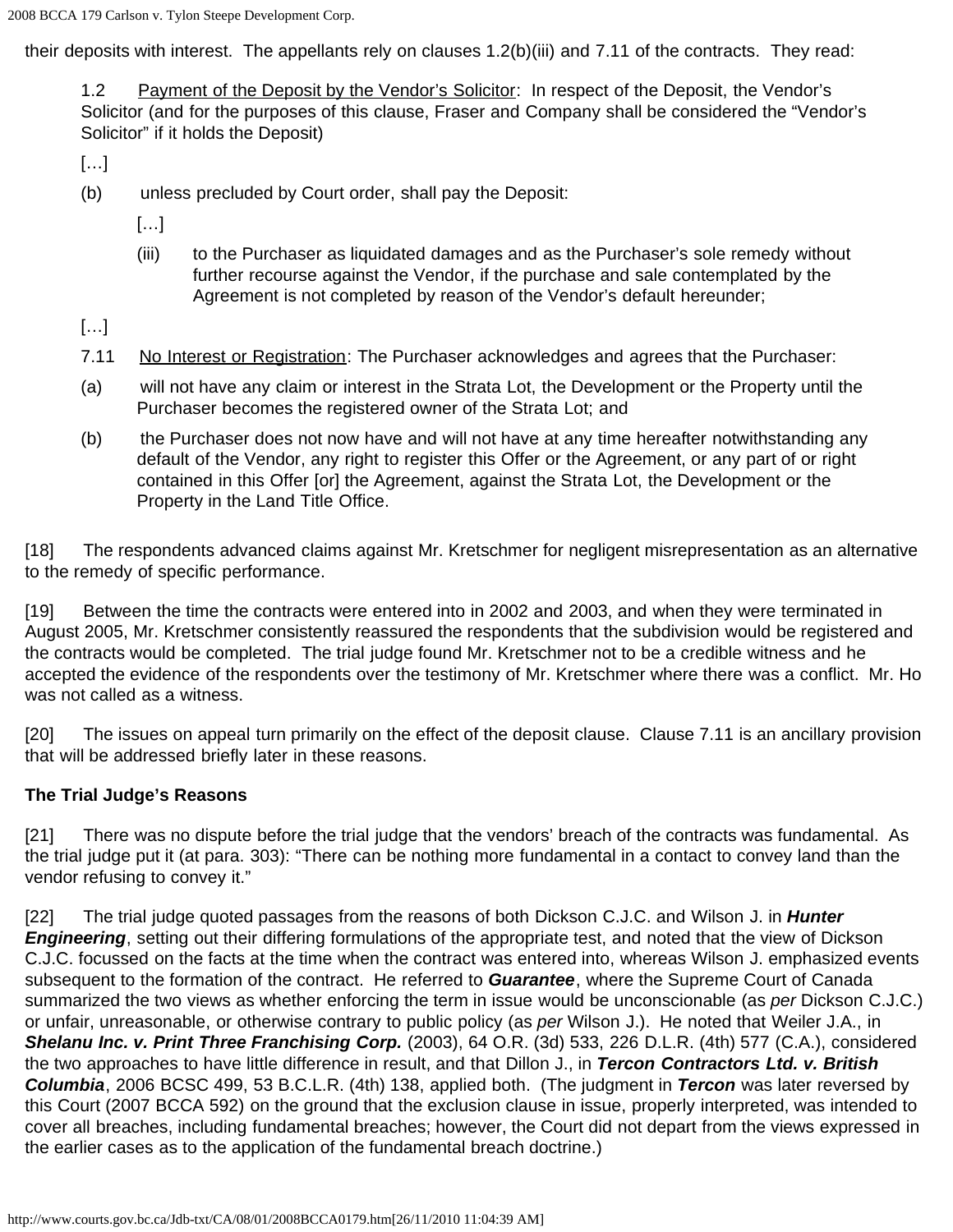their deposits with interest. The appellants rely on clauses 1.2(b)(iii) and 7.11 of the contracts. They read:

> 1.2 Payment of the Deposit by the Vendor's Solicitor: In respect of the Deposit, the Vendor's Solicitor (and for the purposes of this clause, Fraser and Company shall be considered the "Vendor's Solicitor" if it holds the Deposit)
>
> […]
>
> (b) unless precluded by Court order, shall pay the Deposit:
>
> […]
>
> (iii) to the Purchaser as liquidated damages and as the Purchaser's sole remedy without further recourse against the Vendor, if the purchase and sale contemplated by the Agreement is not completed by reason of the Vendor's default hereunder;
>
> […]
>
> 7.11 No Interest or Registration: The Purchaser acknowledges and agrees that the Purchaser:
>
> (a) will not have any claim or interest in the Strata Lot, the Development or the Property until the Purchaser becomes the registered owner of the Strata Lot; and
>
> (b) the Purchaser does not now have and will not have at any time hereafter notwithstanding any default of the Vendor, any right to register this Offer or the Agreement, or any part of or right contained in this Offer [or] the Agreement, against the Strata Lot, the Development or the Property in the Land Title Office.

[18] The respondents advanced claims against Mr. Kretschmer for negligent misrepresentation as an alternative to the remedy of specific performance.

[19] Between the time the contracts were entered into in 2002 and 2003, and when they were terminated in August 2005, Mr. Kretschmer consistently reassured the respondents that the subdivision would be registered and the contracts would be completed. The trial judge found Mr. Kretschmer not to be a credible witness and he accepted the evidence of the respondents over the testimony of Mr. Kretschmer where there was a conflict. Mr. Ho was not called as a witness.

[20] The issues on appeal turn primarily on the effect of the deposit clause. Clause 7.11 is an ancillary provision that will be addressed briefly later in these reasons.

**The Trial Judge's Reasons**

[21] There was no dispute before the trial judge that the vendors' breach of the contracts was fundamental. As the trial judge put it (at para. 303): "There can be nothing more fundamental in a contact to convey land than the vendor refusing to convey it."

[22] The trial judge quoted passages from the reasons of both Dickson C.J.C. and Wilson J. in ***Hunter Engineering***, setting out their differing formulations of the appropriate test, and noted that the view of Dickson C.J.C. focussed on the facts at the time when the contract was entered into, whereas Wilson J. emphasized events subsequent to the formation of the contract. He referred to ***Guarantee***, where the Supreme Court of Canada summarized the two views as whether enforcing the term in issue would be unconscionable (as *per* Dickson C.J.C.) or unfair, unreasonable, or otherwise contrary to public policy (as *per* Wilson J.). He noted that Weiler J.A., in ***Shelanu Inc. v. Print Three Franchising Corp.*** (2003), 64 O.R. (3d) 533, 226 D.L.R. (4th) 577 (C.A.), considered the two approaches to have little difference in result, and that Dillon J., in ***Tercon Contractors Ltd. v. British Columbia***, 2006 BCSC 499, 53 B.C.L.R. (4th) 138, applied both. (The judgment in ***Tercon*** was later reversed by this Court (2007 BCCA 592) on the ground that the exclusion clause in issue, properly interpreted, was intended to cover all breaches, including fundamental breaches; however, the Court did not depart from the views expressed in the earlier cases as to the application of the fundamental breach doctrine.)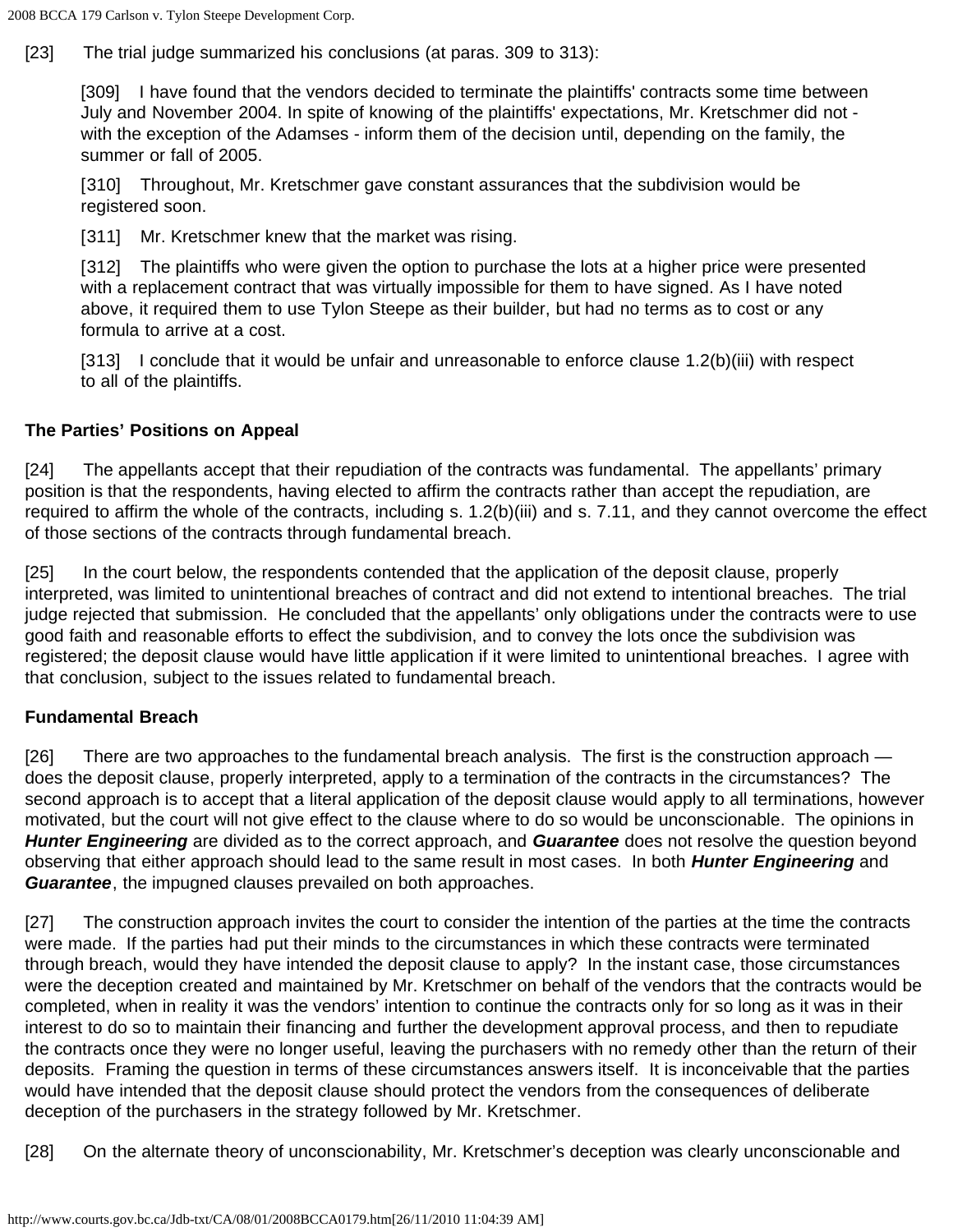[23] The trial judge summarized his conclusions (at paras. 309 to 313):

> [309] I have found that the vendors decided to terminate the plaintiffs' contracts some time between July and November 2004. In spite of knowing of the plaintiffs' expectations, Mr. Kretschmer did not - with the exception of the Adamses - inform them of the decision until, depending on the family, the summer or fall of 2005.
>
> [310] Throughout, Mr. Kretschmer gave constant assurances that the subdivision would be registered soon.
>
> [311] Mr. Kretschmer knew that the market was rising.
>
> [312] The plaintiffs who were given the option to purchase the lots at a higher price were presented with a replacement contract that was virtually impossible for them to have signed. As I have noted above, it required them to use Tylon Steepe as their builder, but had no terms as to cost or any formula to arrive at a cost.
>
> [313] I conclude that it would be unfair and unreasonable to enforce clause 1.2(b)(iii) with respect to all of the plaintiffs.

**The Parties' Positions on Appeal**

[24] The appellants accept that their repudiation of the contracts was fundamental. The appellants' primary position is that the respondents, having elected to affirm the contracts rather than accept the repudiation, are required to affirm the whole of the contracts, including s. 1.2(b)(iii) and s. 7.11, and they cannot overcome the effect of those sections of the contracts through fundamental breach.

[25] In the court below, the respondents contended that the application of the deposit clause, properly interpreted, was limited to unintentional breaches of contract and did not extend to intentional breaches. The trial judge rejected that submission. He concluded that the appellants' only obligations under the contracts were to use good faith and reasonable efforts to effect the subdivision, and to convey the lots once the subdivision was registered; the deposit clause would have little application if it were limited to unintentional breaches. I agree with that conclusion, subject to the issues related to fundamental breach.

**Fundamental Breach**

[26] There are two approaches to the fundamental breach analysis. The first is the construction approach — does the deposit clause, properly interpreted, apply to a termination of the contracts in the circumstances? The second approach is to accept that a literal application of the deposit clause would apply to all terminations, however motivated, but the court will not give effect to the clause where to do so would be unconscionable. The opinions in ***Hunter Engineering*** are divided as to the correct approach, and ***Guarantee*** does not resolve the question beyond observing that either approach should lead to the same result in most cases. In both ***Hunter Engineering*** and ***Guarantee***, the impugned clauses prevailed on both approaches.

[27] The construction approach invites the court to consider the intention of the parties at the time the contracts were made. If the parties had put their minds to the circumstances in which these contracts were terminated through breach, would they have intended the deposit clause to apply? In the instant case, those circumstances were the deception created and maintained by Mr. Kretschmer on behalf of the vendors that the contracts would be completed, when in reality it was the vendors' intention to continue the contracts only for so long as it was in their interest to do so to maintain their financing and further the development approval process, and then to repudiate the contracts once they were no longer useful, leaving the purchasers with no remedy other than the return of their deposits. Framing the question in terms of these circumstances answers itself. It is inconceivable that the parties would have intended that the deposit clause should protect the vendors from the consequences of deliberate deception of the purchasers in the strategy followed by Mr. Kretschmer.

[28] On the alternate theory of unconscionability, Mr. Kretschmer's deception was clearly unconscionable and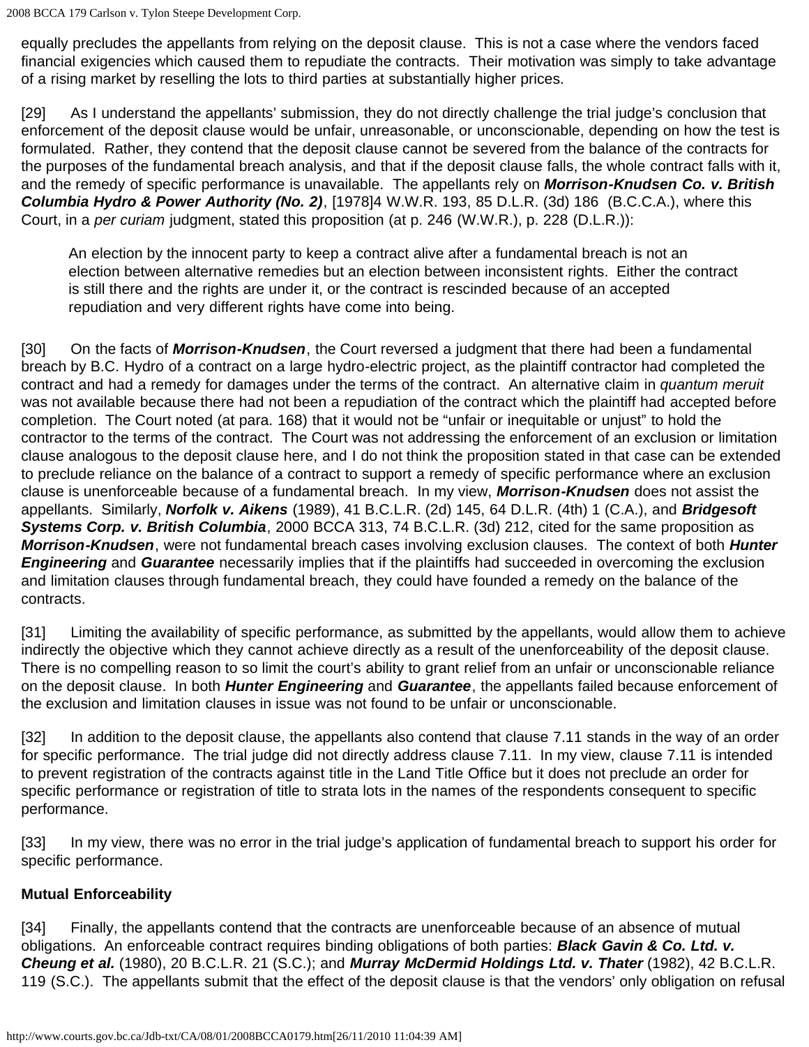equally precludes the appellants from relying on the deposit clause. This is not a case where the vendors faced financial exigencies which caused them to repudiate the contracts. Their motivation was simply to take advantage of a rising market by reselling the lots to third parties at substantially higher prices.

[29] As I understand the appellants' submission, they do not directly challenge the trial judge's conclusion that enforcement of the deposit clause would be unfair, unreasonable, or unconscionable, depending on how the test is formulated. Rather, they contend that the deposit clause cannot be severed from the balance of the contracts for the purposes of the fundamental breach analysis, and that if the deposit clause falls, the whole contract falls with it, and the remedy of specific performance is unavailable. The appellants rely on ***Morrison-Knudsen Co. v. British Columbia Hydro & Power Authority (No. 2)***, [1978]4 W.W.R. 193, 85 D.L.R. (3d) 186 (B.C.C.A.), where this Court, in a *per curiam* judgment, stated this proposition (at p. 246 (W.W.R.), p. 228 (D.L.R.)):

> An election by the innocent party to keep a contract alive after a fundamental breach is not an election between alternative remedies but an election between inconsistent rights. Either the contract is still there and the rights are under it, or the contract is rescinded because of an accepted repudiation and very different rights have come into being.

[30] On the facts of ***Morrison-Knudsen***, the Court reversed a judgment that there had been a fundamental breach by B.C. Hydro of a contract on a large hydro-electric project, as the plaintiff contractor had completed the contract and had a remedy for damages under the terms of the contract. An alternative claim in *quantum meruit* was not available because there had not been a repudiation of the contract which the plaintiff had accepted before completion. The Court noted (at para. 168) that it would not be "unfair or inequitable or unjust" to hold the contractor to the terms of the contract. The Court was not addressing the enforcement of an exclusion or limitation clause analogous to the deposit clause here, and I do not think the proposition stated in that case can be extended to preclude reliance on the balance of a contract to support a remedy of specific performance where an exclusion clause is unenforceable because of a fundamental breach. In my view, ***Morrison-Knudsen*** does not assist the appellants. Similarly, ***Norfolk v. Aikens*** (1989), 41 B.C.L.R. (2d) 145, 64 D.L.R. (4th) 1 (C.A.), and ***Bridgesoft Systems Corp. v. British Columbia***, 2000 BCCA 313, 74 B.C.L.R. (3d) 212, cited for the same proposition as ***Morrison-Knudsen***, were not fundamental breach cases involving exclusion clauses. The context of both ***Hunter Engineering*** and ***Guarantee*** necessarily implies that if the plaintiffs had succeeded in overcoming the exclusion and limitation clauses through fundamental breach, they could have founded a remedy on the balance of the contracts.

[31] Limiting the availability of specific performance, as submitted by the appellants, would allow them to achieve indirectly the objective which they cannot achieve directly as a result of the unenforceability of the deposit clause. There is no compelling reason to so limit the court's ability to grant relief from an unfair or unconscionable reliance on the deposit clause. In both ***Hunter Engineering*** and ***Guarantee***, the appellants failed because enforcement of the exclusion and limitation clauses in issue was not found to be unfair or unconscionable.

[32] In addition to the deposit clause, the appellants also contend that clause 7.11 stands in the way of an order for specific performance. The trial judge did not directly address clause 7.11. In my view, clause 7.11 is intended to prevent registration of the contracts against title in the Land Title Office but it does not preclude an order for specific performance or registration of title to strata lots in the names of the respondents consequent to specific performance.

[33] In my view, there was no error in the trial judge's application of fundamental breach to support his order for specific performance.

**Mutual Enforceability**

[34] Finally, the appellants contend that the contracts are unenforceable because of an absence of mutual obligations. An enforceable contract requires binding obligations of both parties: ***Black Gavin & Co. Ltd. v. Cheung et al.*** (1980), 20 B.C.L.R. 21 (S.C.); and ***Murray McDermid Holdings Ltd. v. Thater*** (1982), 42 B.C.L.R. 119 (S.C.). The appellants submit that the effect of the deposit clause is that the vendors' only obligation on refusal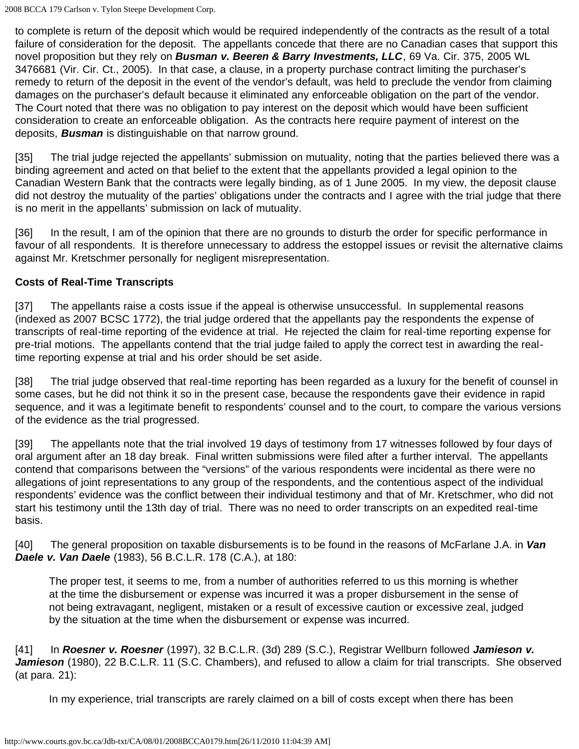to complete is return of the deposit which would be required independently of the contracts as the result of a total failure of consideration for the deposit. The appellants concede that there are no Canadian cases that support this novel proposition but they rely on ***Busman v. Beeren & Barry Investments, LLC***, 69 Va. Cir. 375, 2005 WL 3476681 (Vir. Cir. Ct., 2005). In that case, a clause, in a property purchase contract limiting the purchaser's remedy to return of the deposit in the event of the vendor's default, was held to preclude the vendor from claiming damages on the purchaser's default because it eliminated any enforceable obligation on the part of the vendor. The Court noted that there was no obligation to pay interest on the deposit which would have been sufficient consideration to create an enforceable obligation. As the contracts here require payment of interest on the deposits, ***Busman*** is distinguishable on that narrow ground.

[35] The trial judge rejected the appellants' submission on mutuality, noting that the parties believed there was a binding agreement and acted on that belief to the extent that the appellants provided a legal opinion to the Canadian Western Bank that the contracts were legally binding, as of 1 June 2005. In my view, the deposit clause did not destroy the mutuality of the parties' obligations under the contracts and I agree with the trial judge that there is no merit in the appellants' submission on lack of mutuality.

[36] In the result, I am of the opinion that there are no grounds to disturb the order for specific performance in favour of all respondents. It is therefore unnecessary to address the estoppel issues or revisit the alternative claims against Mr. Kretschmer personally for negligent misrepresentation.

**Costs of Real-Time Transcripts**

[37] The appellants raise a costs issue if the appeal is otherwise unsuccessful. In supplemental reasons (indexed as 2007 BCSC 1772), the trial judge ordered that the appellants pay the respondents the expense of transcripts of real-time reporting of the evidence at trial. He rejected the claim for real-time reporting expense for pre-trial motions. The appellants contend that the trial judge failed to apply the correct test in awarding the real-time reporting expense at trial and his order should be set aside.

[38] The trial judge observed that real-time reporting has been regarded as a luxury for the benefit of counsel in some cases, but he did not think it so in the present case, because the respondents gave their evidence in rapid sequence, and it was a legitimate benefit to respondents' counsel and to the court, to compare the various versions of the evidence as the trial progressed.

[39] The appellants note that the trial involved 19 days of testimony from 17 witnesses followed by four days of oral argument after an 18 day break. Final written submissions were filed after a further interval. The appellants contend that comparisons between the "versions" of the various respondents were incidental as there were no allegations of joint representations to any group of the respondents, and the contentious aspect of the individual respondents' evidence was the conflict between their individual testimony and that of Mr. Kretschmer, who did not start his testimony until the 13th day of trial. There was no need to order transcripts on an expedited real-time basis.

[40] The general proposition on taxable disbursements is to be found in the reasons of McFarlane J.A. in ***Van Daele v. Van Daele*** (1983), 56 B.C.L.R. 178 (C.A.), at 180:

> The proper test, it seems to me, from a number of authorities referred to us this morning is whether at the time the disbursement or expense was incurred it was a proper disbursement in the sense of not being extravagant, negligent, mistaken or a result of excessive caution or excessive zeal, judged by the situation at the time when the disbursement or expense was incurred.

[41] In ***Roesner v. Roesner*** (1997), 32 B.C.L.R. (3d) 289 (S.C.), Registrar Wellburn followed ***Jamieson v. Jamieson*** (1980), 22 B.C.L.R. 11 (S.C. Chambers), and refused to allow a claim for trial transcripts. She observed (at para. 21):

> In my experience, trial transcripts are rarely claimed on a bill of costs except when there has been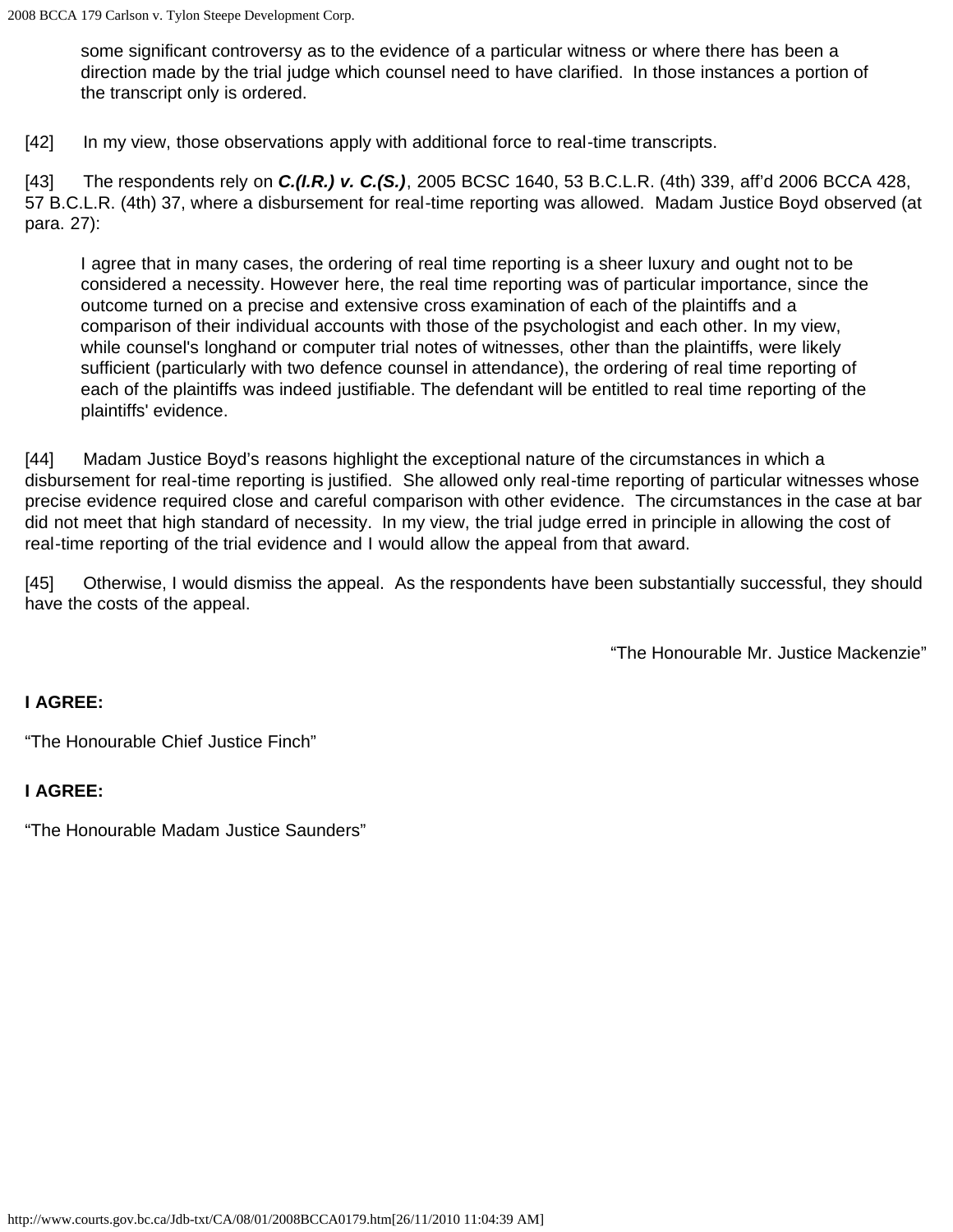> some significant controversy as to the evidence of a particular witness or where there has been a direction made by the trial judge which counsel need to have clarified. In those instances a portion of the transcript only is ordered.

[42] In my view, those observations apply with additional force to real-time transcripts.

[43] The respondents rely on ***C.(I.R.) v. C.(S.)***, 2005 BCSC 1640, 53 B.C.L.R. (4th) 339, aff'd 2006 BCCA 428, 57 B.C.L.R. (4th) 37, where a disbursement for real-time reporting was allowed. Madam Justice Boyd observed (at para. 27):

> I agree that in many cases, the ordering of real time reporting is a sheer luxury and ought not to be considered a necessity. However here, the real time reporting was of particular importance, since the outcome turned on a precise and extensive cross examination of each of the plaintiffs and a comparison of their individual accounts with those of the psychologist and each other. In my view, while counsel's longhand or computer trial notes of witnesses, other than the plaintiffs, were likely sufficient (particularly with two defence counsel in attendance), the ordering of real time reporting of each of the plaintiffs was indeed justifiable. The defendant will be entitled to real time reporting of the plaintiffs' evidence.

[44] Madam Justice Boyd's reasons highlight the exceptional nature of the circumstances in which a disbursement for real-time reporting is justified. She allowed only real-time reporting of particular witnesses whose precise evidence required close and careful comparison with other evidence. The circumstances in the case at bar did not meet that high standard of necessity. In my view, the trial judge erred in principle in allowing the cost of real-time reporting of the trial evidence and I would allow the appeal from that award.

[45] Otherwise, I would dismiss the appeal. As the respondents have been substantially successful, they should have the costs of the appeal.

"The Honourable Mr. Justice Mackenzie"

**I AGREE:**

"The Honourable Chief Justice Finch"

**I AGREE:**

"The Honourable Madam Justice Saunders"